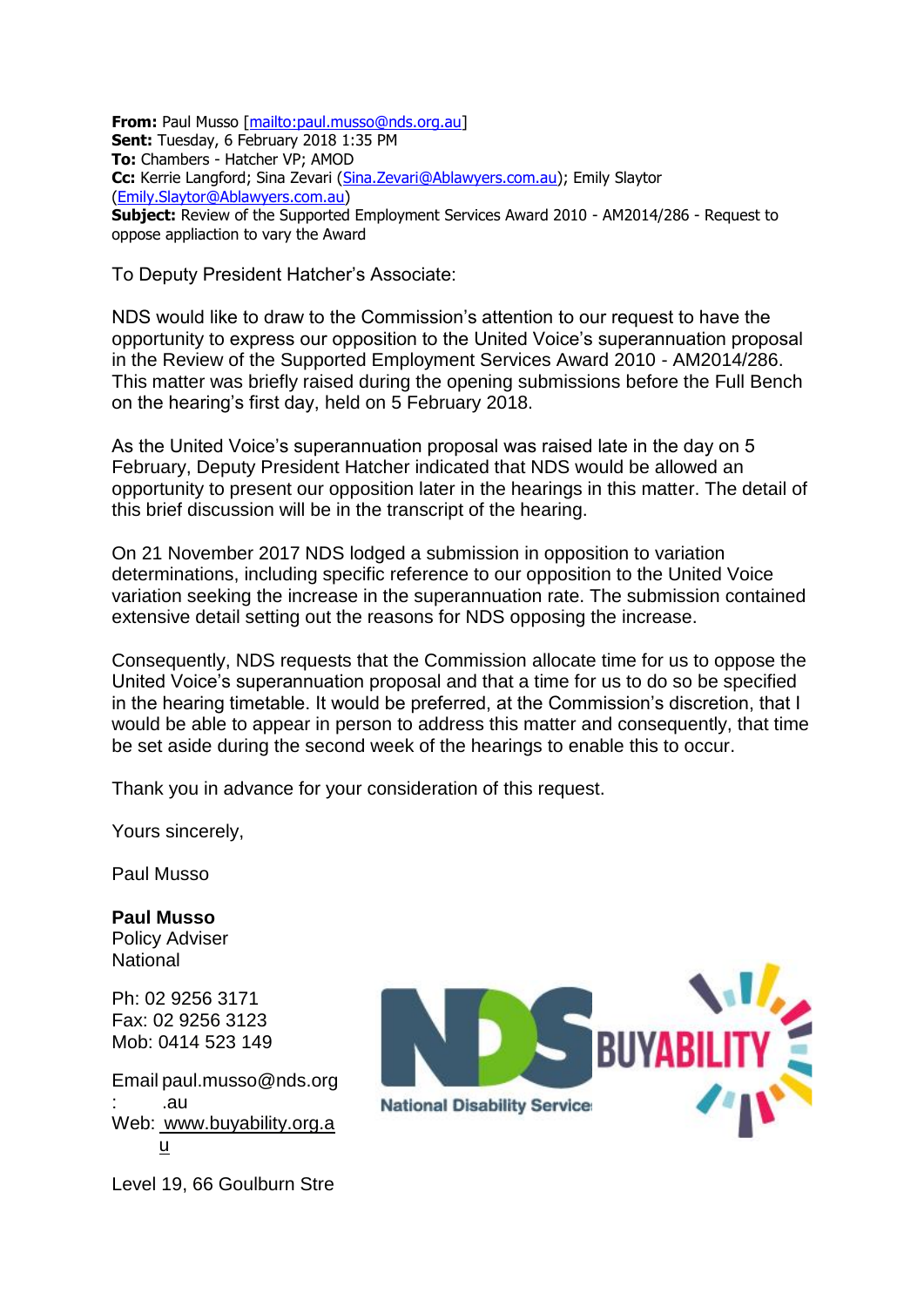**From:** Paul Musso [mailto:paul.musso@nds.org.au]
**Sent:** Tuesday, 6 February 2018 1:35 PM
**To:** Chambers - Hatcher VP; AMOD
**Cc:** Kerrie Langford; Sina Zevari (Sina.Zevari@Ablawyers.com.au); Emily Slaytor (Emily.Slaytor@Ablawyers.com.au)
**Subject:** Review of the Supported Employment Services Award 2010 - AM2014/286 - Request to oppose appliaction to vary the Award

To Deputy President Hatcher's Associate:

NDS would like to draw to the Commission's attention to our request to have the opportunity to express our opposition to the United Voice's superannuation proposal in the Review of the Supported Employment Services Award 2010 - AM2014/286. This matter was briefly raised during the opening submissions before the Full Bench on the hearing's first day, held on 5 February 2018.

As the United Voice's superannuation proposal was raised late in the day on 5 February, Deputy President Hatcher indicated that NDS would be allowed an opportunity to present our opposition later in the hearings in this matter. The detail of this brief discussion will be in the transcript of the hearing.

On 21 November 2017 NDS lodged a submission in opposition to variation determinations, including specific reference to our opposition to the United Voice variation seeking the increase in the superannuation rate. The submission contained extensive detail setting out the reasons for NDS opposing the increase.

Consequently, NDS requests that the Commission allocate time for us to oppose the United Voice's superannuation proposal and that a time for us to do so be specified in the hearing timetable. It would be preferred, at the Commission's discretion, that I would be able to appear in person to address this matter and consequently, that time be set aside during the second week of the hearings to enable this to occur.

Thank you in advance for your consideration of this request.

Yours sincerely,

Paul Musso

**Paul Musso**
Policy Adviser
National

Ph: 02 9256 3171
Fax: 02 9256 3123
Mob: 0414 523 149

Email: paul.musso@nds.org.au
Web: www.buyability.org.au

Level 19, 66 Goulburn Stre

National Disability Services

BUYABILITY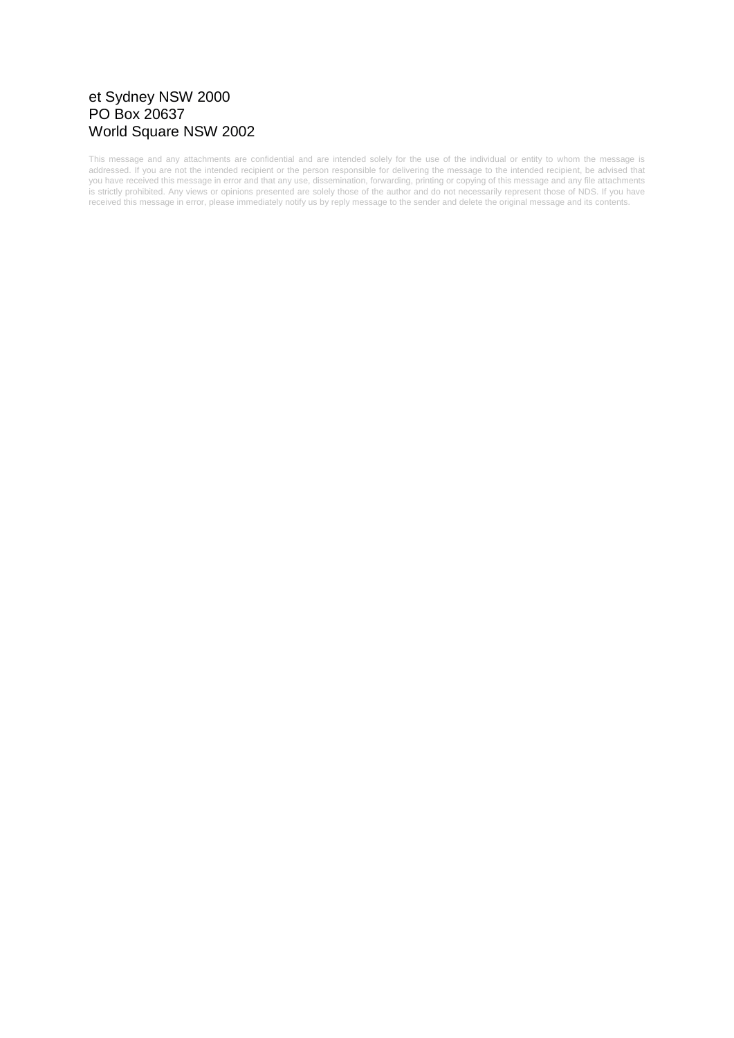et Sydney NSW 2000
PO Box 20637
World Square NSW 2002

This message and any attachments are confidential and are intended solely for the use of the individual or entity to whom the message is addressed. If you are not the intended recipient or the person responsible for delivering the message to the intended recipient, be advised that you have received this message in error and that any use, dissemination, forwarding, printing or copying of this message and any file attachments is strictly prohibited. Any views or opinions presented are solely those of the author and do not necessarily represent those of NDS. If you have received this message in error, please immediately notify us by reply message to the sender and delete the original message and its contents.